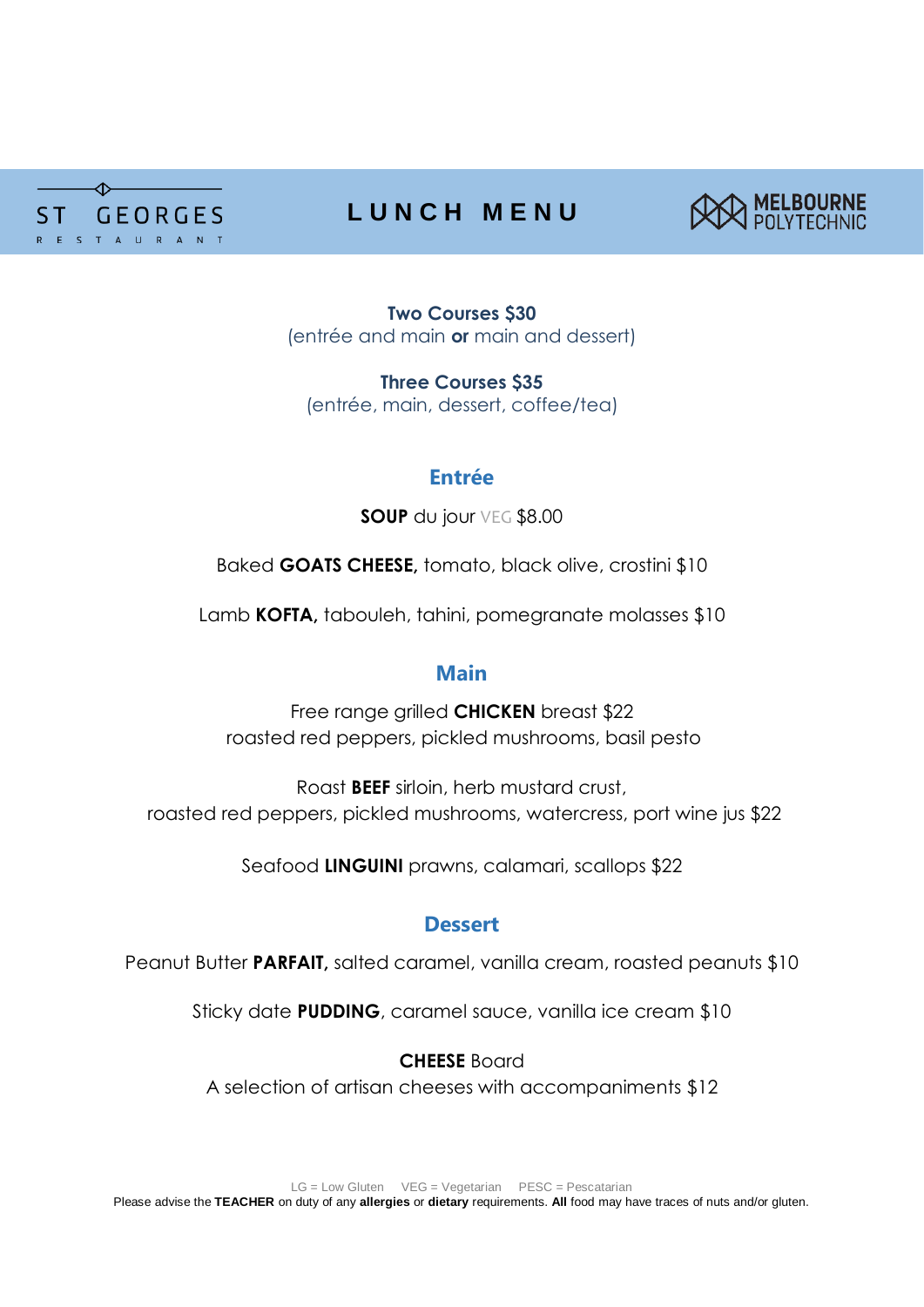ST GEORGES RESTAURANT

# LUNCH MENU

MELBOURNE POLYTECHNIC

**Two Courses $30**
(entrée and main **or** main and dessert)

**Three Courses $35**
(entrée, main, dessert, coffee/tea)

## Entrée

**SOUP** du jour VEG $8.00

Baked **GOATS CHEESE,** tomato, black olive, crostini $10

Lamb **KOFTA,** tabouleh, tahini, pomegranate molasses $10

## Main

Free range grilled **CHICKEN** breast $22
roasted red peppers, pickled mushrooms, basil pesto

Roast **BEEF** sirloin, herb mustard crust,
roasted red peppers, pickled mushrooms, watercress, port wine jus $22

Seafood **LINGUINI** prawns, calamari, scallops $22

## Dessert

Peanut Butter **PARFAIT,** salted caramel, vanilla cream, roasted peanuts $10

Sticky date **PUDDING**, caramel sauce, vanilla ice cream $10

**CHEESE** Board
A selection of artisan cheeses with accompaniments $12

LG = Low Gluten VEG = Vegetarian PESC = Pescatarian
Please advise the **TEACHER** on duty of any **allergies** or **dietary** requirements. **All** food may have traces of nuts and/or gluten.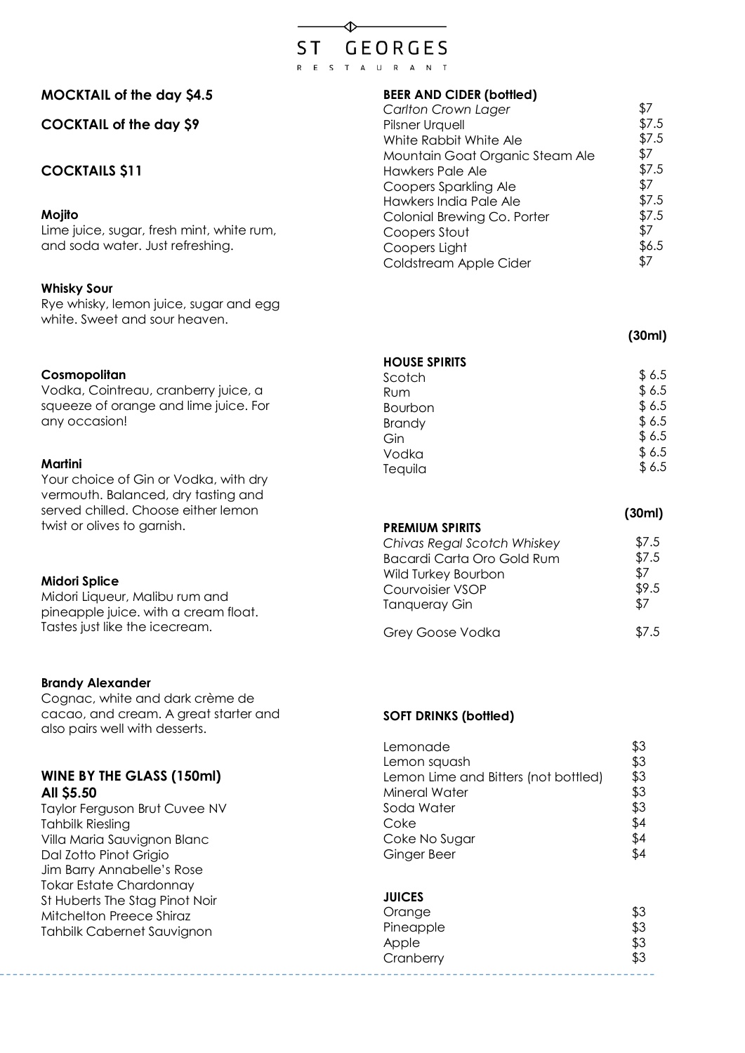# ST GEORGES

RESTAURANT

## MOCKTAIL of the day $4.5

## COCKTAIL of the day $9

## COCKTAILS $11

**Mojito**
Lime juice, sugar, fresh mint, white rum, and soda water. Just refreshing.

**Whisky Sour**
Rye whisky, lemon juice, sugar and egg white. Sweet and sour heaven.

**Cosmopolitan**
Vodka, Cointreau, cranberry juice, a squeeze of orange and lime juice. For any occasion!

**Martini**
Your choice of Gin or Vodka, with dry vermouth. Balanced, dry tasting and served chilled. Choose either lemon twist or olives to garnish.

**Midori Splice**
Midori Liqueur, Malibu rum and pineapple juice. with a cream float. Tastes just like the icecream.

**Brandy Alexander**
Cognac, white and dark crème de cacao, and cream. A great starter and also pairs well with desserts.

## WINE BY THE GLASS (150ml)

**All $5.50**

Taylor Ferguson Brut Cuvee NV
Tahbilk Riesling
Villa Maria Sauvignon Blanc
Dal Zotto Pinot Grigio
Jim Barry Annabelle's Rose
Tokar Estate Chardonnay
St Huberts The Stag Pinot Noir
Mitchelton Preece Shiraz
Tahbilk Cabernet Sauvignon

## BEER AND CIDER (bottled)

| | |
|---|---|
| *Carlton Crown Lager* | $7 |
| Pilsner Urquell | $7.5 |
| White Rabbit White Ale | $7.5 |
| Mountain Goat Organic Steam Ale | $7 |
| Hawkers Pale Ale | $7.5 |
| Coopers Sparkling Ale | $7 |
| Hawkers India Pale Ale | $7.5 |
| Colonial Brewing Co. Porter | $7.5 |
| Coopers Stout | $7 |
| Coopers Light | $6.5 |
| Coldstream Apple Cider | $7 |

## HOUSE SPIRITS

| | (30ml) |
|---|---|
| Scotch | $ 6.5 |
| Rum | $ 6.5 |
| Bourbon | $ 6.5 |
| Brandy | $ 6.5 |
| Gin | $ 6.5 |
| Vodka | $ 6.5 |
| Tequila | $ 6.5 |

## PREMIUM SPIRITS

| | (30ml) |
|---|---|
| *Chivas Regal Scotch Whiskey* | $7.5 |
| Bacardi Carta Oro Gold Rum | $7.5 |
| Wild Turkey Bourbon | $7 |
| Courvoisier VSOP | $9.5 |
| Tanqueray Gin | $7 |
| Grey Goose Vodka | $7.5 |

## SOFT DRINKS (bottled)

| | |
|---|---|
| Lemonade | $3 |
| Lemon squash | $3 |
| Lemon Lime and Bitters (not bottled) | $3 |
| Mineral Water | $3 |
| Soda Water | $3 |
| Coke | $4 |
| Coke No Sugar | $4 |
| Ginger Beer | $4 |

## JUICES

| | |
|---|---|
| Orange | $3 |
| Pineapple | $3 |
| Apple | $3 |
| Cranberry | $3 |